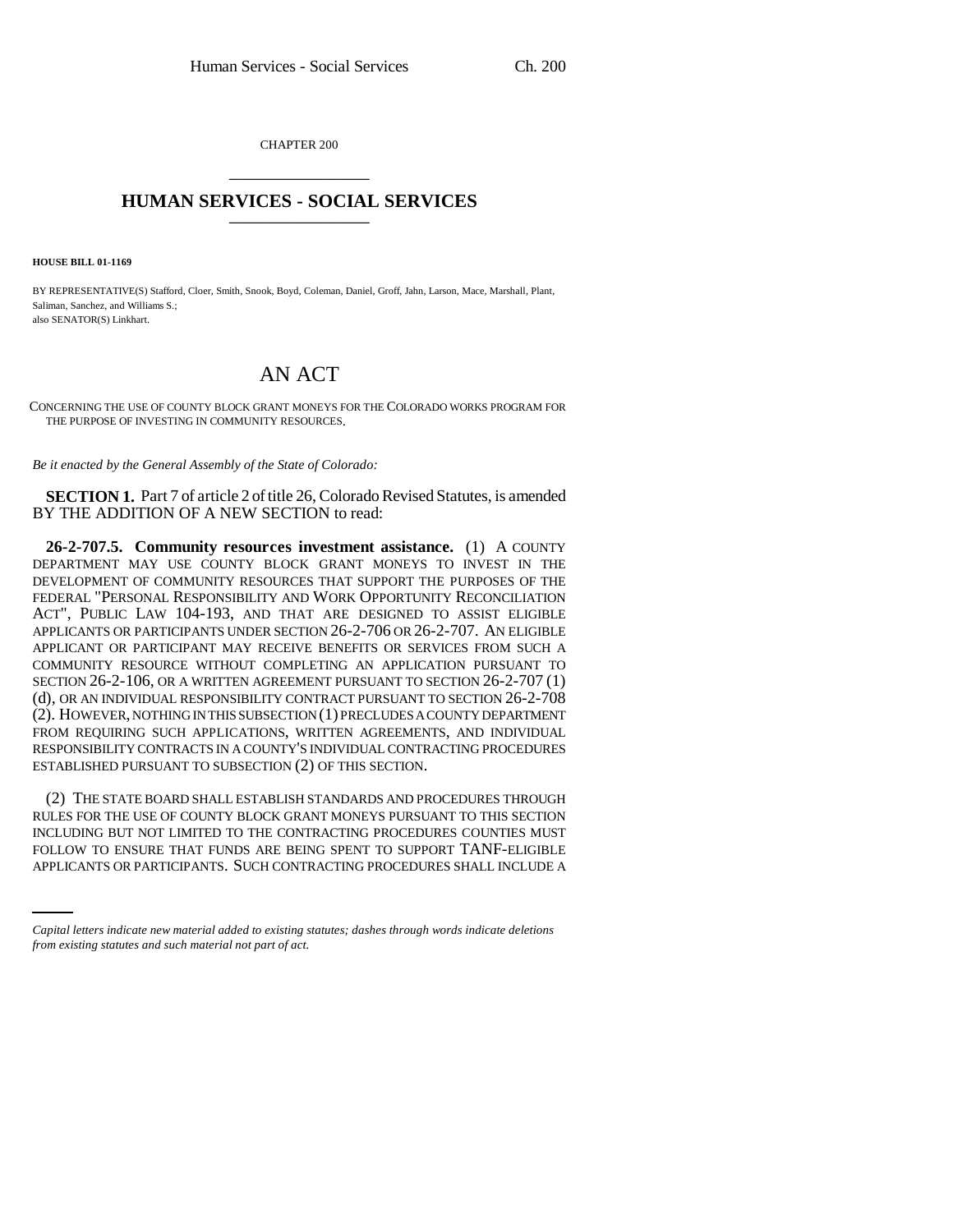CHAPTER 200

# HUMAN SERVICES - SOCIAL SERVICES

**HOUSE BILL 01-1169**

BY REPRESENTATIVE(S) Stafford, Cloer, Smith, Snook, Boyd, Coleman, Daniel, Groff, Jahn, Larson, Mace, Marshall, Plant, Saliman, Sanchez, and Williams S.;
also SENATOR(S) Linkhart.

# AN ACT

CONCERNING THE USE OF COUNTY BLOCK GRANT MONEYS FOR THE COLORADO WORKS PROGRAM FOR THE PURPOSE OF INVESTING IN COMMUNITY RESOURCES.

*Be it enacted by the General Assembly of the State of Colorado:*

**SECTION 1.** Part 7 of article 2 of title 26, Colorado Revised Statutes, is amended BY THE ADDITION OF A NEW SECTION to read:

**26-2-707.5. Community resources investment assistance.** (1) A COUNTY DEPARTMENT MAY USE COUNTY BLOCK GRANT MONEYS TO INVEST IN THE DEVELOPMENT OF COMMUNITY RESOURCES THAT SUPPORT THE PURPOSES OF THE FEDERAL "PERSONAL RESPONSIBILITY AND WORK OPPORTUNITY RECONCILIATION ACT", PUBLIC LAW 104-193, AND THAT ARE DESIGNED TO ASSIST ELIGIBLE APPLICANTS OR PARTICIPANTS UNDER SECTION 26-2-706 OR 26-2-707. AN ELIGIBLE APPLICANT OR PARTICIPANT MAY RECEIVE BENEFITS OR SERVICES FROM SUCH A COMMUNITY RESOURCE WITHOUT COMPLETING AN APPLICATION PURSUANT TO SECTION 26-2-106, OR A WRITTEN AGREEMENT PURSUANT TO SECTION 26-2-707 (1) (d), OR AN INDIVIDUAL RESPONSIBILITY CONTRACT PURSUANT TO SECTION 26-2-708 (2). HOWEVER, NOTHING IN THIS SUBSECTION (1) PRECLUDES A COUNTY DEPARTMENT FROM REQUIRING SUCH APPLICATIONS, WRITTEN AGREEMENTS, AND INDIVIDUAL RESPONSIBILITY CONTRACTS IN A COUNTY'S INDIVIDUAL CONTRACTING PROCEDURES ESTABLISHED PURSUANT TO SUBSECTION (2) OF THIS SECTION.

(2) THE STATE BOARD SHALL ESTABLISH STANDARDS AND PROCEDURES THROUGH RULES FOR THE USE OF COUNTY BLOCK GRANT MONEYS PURSUANT TO THIS SECTION INCLUDING BUT NOT LIMITED TO THE CONTRACTING PROCEDURES COUNTIES MUST FOLLOW TO ENSURE THAT FUNDS ARE BEING SPENT TO SUPPORT TANF-ELIGIBLE APPLICANTS OR PARTICIPANTS. SUCH CONTRACTING PROCEDURES SHALL INCLUDE A

*Capital letters indicate new material added to existing statutes; dashes through words indicate deletions from existing statutes and such material not part of act.*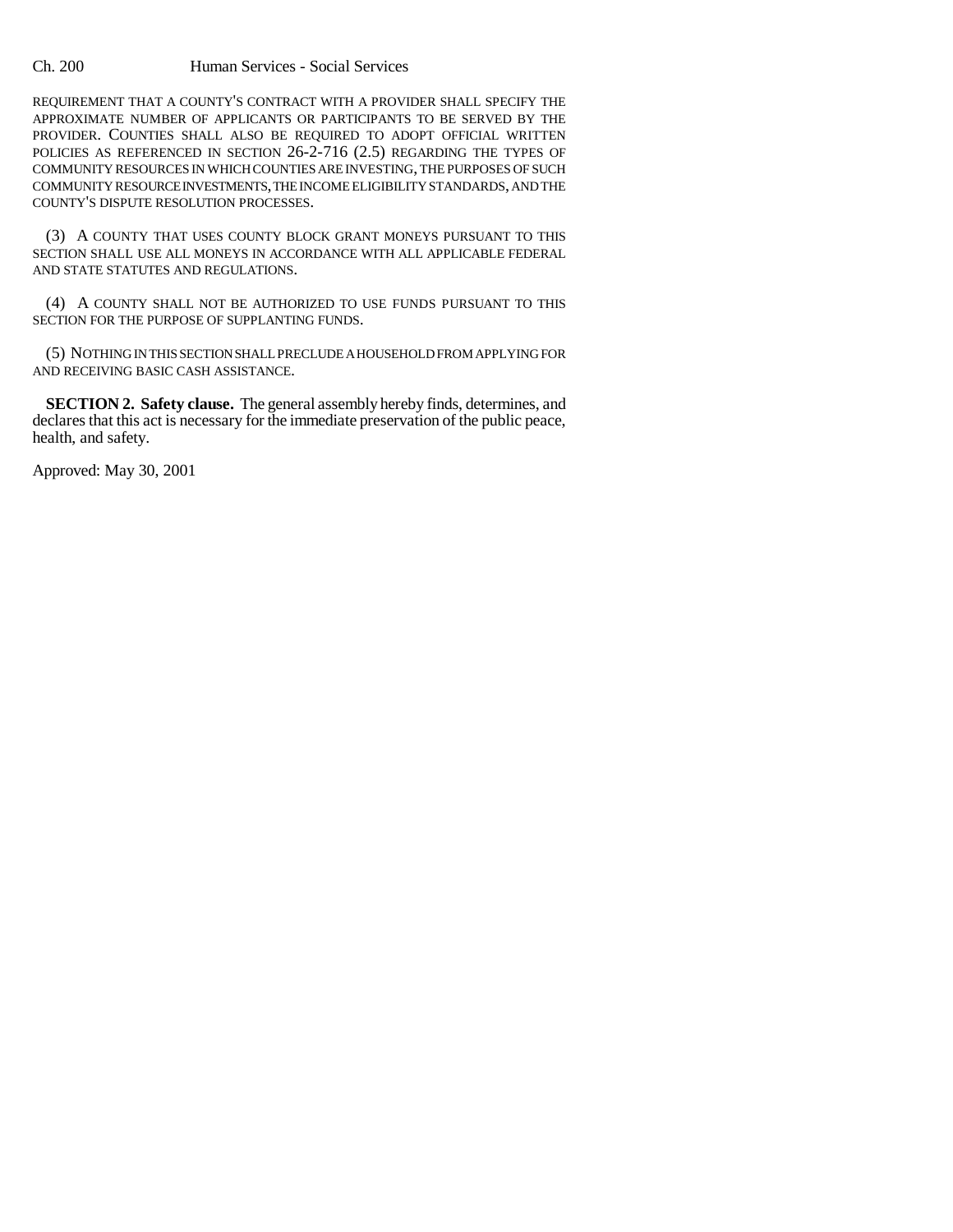REQUIREMENT THAT A COUNTY'S CONTRACT WITH A PROVIDER SHALL SPECIFY THE APPROXIMATE NUMBER OF APPLICANTS OR PARTICIPANTS TO BE SERVED BY THE PROVIDER. COUNTIES SHALL ALSO BE REQUIRED TO ADOPT OFFICIAL WRITTEN POLICIES AS REFERENCED IN SECTION 26-2-716 (2.5) REGARDING THE TYPES OF COMMUNITY RESOURCES IN WHICH COUNTIES ARE INVESTING, THE PURPOSES OF SUCH COMMUNITY RESOURCE INVESTMENTS, THE INCOME ELIGIBILITY STANDARDS, AND THE COUNTY'S DISPUTE RESOLUTION PROCESSES.

(3) A COUNTY THAT USES COUNTY BLOCK GRANT MONEYS PURSUANT TO THIS SECTION SHALL USE ALL MONEYS IN ACCORDANCE WITH ALL APPLICABLE FEDERAL AND STATE STATUTES AND REGULATIONS.

(4) A COUNTY SHALL NOT BE AUTHORIZED TO USE FUNDS PURSUANT TO THIS SECTION FOR THE PURPOSE OF SUPPLANTING FUNDS.

(5) NOTHING IN THIS SECTION SHALL PRECLUDE A HOUSEHOLD FROM APPLYING FOR AND RECEIVING BASIC CASH ASSISTANCE.

**SECTION 2. Safety clause.** The general assembly hereby finds, determines, and declares that this act is necessary for the immediate preservation of the public peace, health, and safety.

Approved: May 30, 2001